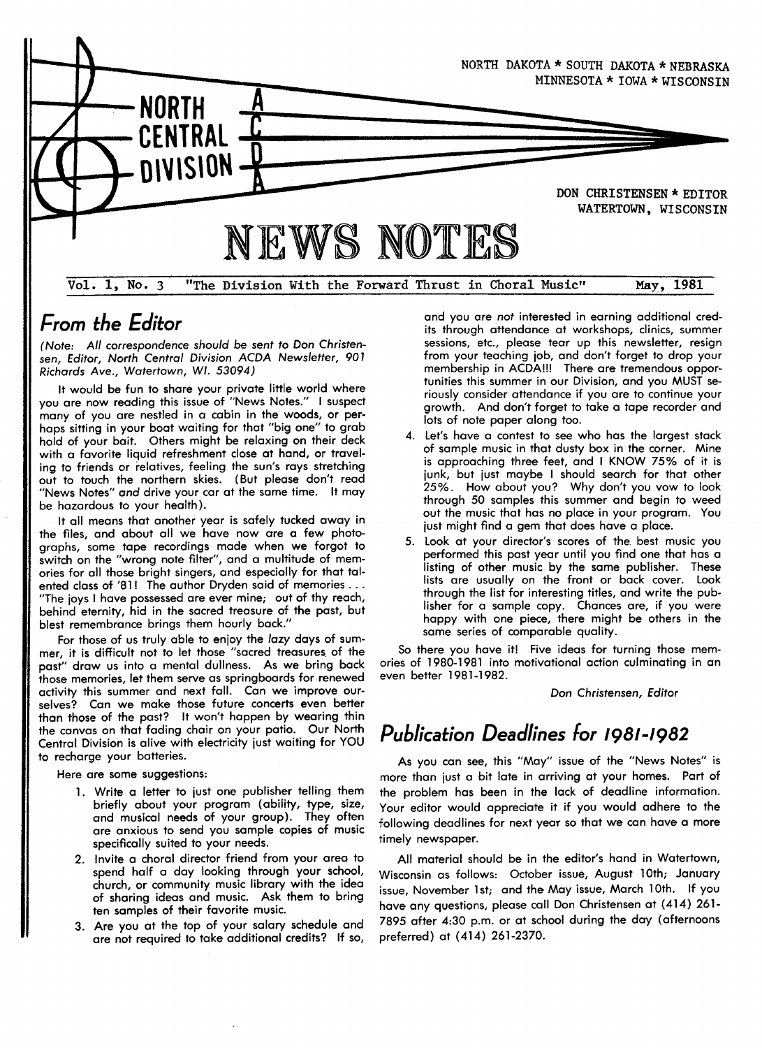NORTH DAKOTA * SOUTH DAKOTA * NEBRASKA
MINNESOTA * IOWA * WISCONSIN

NORTH CENTRAL DIVISION ACDA

DON CHRISTENSEN * EDITOR
WATERTOWN, WISCONSIN

# NEWS NOTES

Vol. 1, No. 3 "The Division With the Forward Thrust in Choral Music" May, 1981

## From the Editor

*(Note: All correspondence should be sent to Don Christensen, Editor, North Central Division ACDA Newsletter, 901 Richards Ave., Watertown, WI. 53094)*

It would be fun to share your private little world where you are now reading this issue of "News Notes." I suspect many of you are nestled in a cabin in the woods, or perhaps sitting in your boat waiting for that "big one" to grab hold of your bait. Others might be relaxing on their deck with a favorite liquid refreshment close at hand, or traveling to friends or relatives, feeling the sun's rays stretching out to touch the northern skies. (But please don't read "News Notes" *and* drive your car at the same time. It may be hazardous to your health).

It all means that another year is safely tucked away in the files, and about all we have now are a few photographs, some tape recordings made when we forgot to switch on the "wrong note filter", and a multitude of memories for all those bright singers, and especially for that talented class of '81! The author Dryden said of memories . . . "The joys I have possessed are ever mine; out of thy reach, behind eternity, hid in the sacred treasure of the past, but blest remembrance brings them hourly back."

For those of us truly able to enjoy the *lazy* days of summer, it is difficult not to let those "sacred treasures of the past" draw us into a mental dullness. As we bring back those memories, let them serve as springboards for renewed activity this summer and next fall. Can we improve ourselves? Can we make those future concerts even better than those of the past? It won't happen by wearing thin the canvas on that fading chair on your patio. Our North Central Division is alive with electricity just waiting for YOU to recharge your batteries.

Here are some suggestions:

1. Write a letter to just one publisher telling them briefly about your program (ability, type, size, and musical needs of your group). They often are anxious to send you sample copies of music specifically suited to your needs.
2. Invite a choral director friend from your area to spend half a day looking through your school, church, or community music library with the idea of sharing ideas and music. Ask them to bring ten samples of their favorite music.
3. Are you at the top of your salary schedule and are not required to take additional credits? If so, and you are *not* interested in earning additional credits through attendance at workshops, clinics, summer sessions, etc., please tear up this newsletter, resign from your teaching job, and don't forget to drop your membership in ACDA!!! There are tremendous opportunities this summer in our Division, and you MUST seriously consider attendance if you are to continue your growth. And don't forget to take a tape recorder and lots of note paper along too.
4. Let's have a contest to see who has the largest stack of sample music in that dusty box in the corner. Mine is approaching three feet, and I KNOW 75% of it is junk, but just maybe I should search for that other 25%. How about you? Why don't you vow to look through 50 samples this summer and begin to weed out the music that has no place in your program. You just might find a gem that does have a place.
5. Look at your director's scores of the best music you performed this past year until you find one that has a listing of other music by the same publisher. These lists are usually on the front or back cover. Look through the list for interesting titles, and write the publisher for a sample copy. Chances are, if you were happy with one piece, there might be others in the same series of comparable quality.

So there you have it! Five ideas for turning those memories of 1980-1981 into motivational action culminating in an even better 1981-1982.

*Don Christensen, Editor*

## Publication Deadlines for 1981-1982

As you can see, this "May" issue of the "News Notes" is more than just a bit late in arriving at your homes. Part of the problem has been in the lack of deadline information. Your editor would appreciate it if you would adhere to the following deadlines for next year so that we can have a more timely newspaper.

All material should be in the editor's hand in Watertown, Wisconsin as follows: October issue, August 10th; January issue, November 1st; and the May issue, March 10th. If you have any questions, please call Don Christensen at (414) 261-7895 after 4:30 p.m. or at school during the day (afternoons preferred) at (414) 261-2370.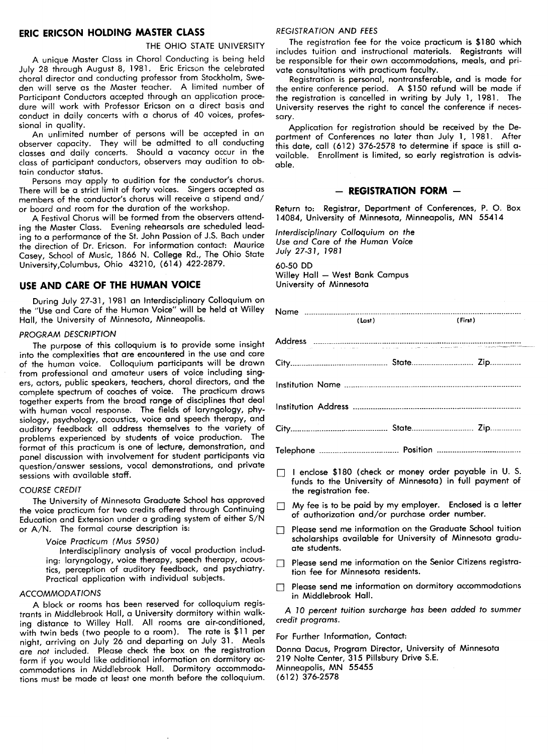## ERIC ERICSON HOLDING MASTER CLASS

THE OHIO STATE UNIVERSITY

A unique Master Class in Choral Conducting is being held July 28 through August 8, 1981. Eric Ericson the celebrated choral director and conducting professor from Stockholm, Sweden will serve as the Master teacher. A limited number of Participant Conductors accepted through an application procedure will work with Professor Ericson on a direct basis and conduct in daily concerts with a chorus of 40 voices, professional in quality.

An unlimited number of persons will be accepted in an observer capacity. They will be admitted to all conducting classes and daily concerts. Should a vacancy occur in the class of participant conductors, observers may audition to obtain conductor status.

Persons may apply to audition for the conductor's chorus. There will be a strict limit of forty voices. Singers accepted as members of the conductor's chorus will receive a stipend and/or board and room for the duration of the workshop.

A Festival Chorus will be formed from the observers attending the Master Class. Evening rehearsals are scheduled leading to a performance of the St. John Passion of J.S. Bach under the direction of Dr. Ericson. For information contact: Maurice Casey, School of Music, 1866 N. College Rd., The Ohio State University,Columbus, Ohio 43210, (614) 422-2879.

## USE AND CARE OF THE HUMAN VOICE

During July 27-31, 1981 an Interdisciplinary Colloquium on the "Use and Care of the Human Voice" will be held at Willey Hall, the University of Minnesota, Minneapolis.

### *PROGRAM DESCRIPTION*

The purpose of this colloquium is to provide some insight into the complexities that are encountered in the use and care of the human voice. Colloquium participants will be drawn from professional and amateur users of voice including singers, actors, public speakers, teachers, choral directors, and the complete spectrum of coaches of voice. The practicum draws together experts from the broad range of disciplines that deal with human vocal response. The fields of laryngology, physiology, psychology, acoustics, voice and speech therapy, and auditory feedback all address themselves to the variety of problems experienced by students of voice production. The format of this practicum is one of lecture, demonstration, and panel discussion with involvement for student participants via question/answer sessions, vocal demonstrations, and private sessions with available staff.

### *COURSE CREDIT*

The University of Minnesota Graduate School has approved the voice practicum for two credits offered through Continuing Education and Extension under a grading system of either S/N or A/N. The formal course description is:

> *Voice Practicum (Mus 5950)*
>
> Interdisciplinary analysis of vocal production including: laryngology, voice therapy, speech therapy, acoustics, perception of auditory feedback, and psychiatry. Practical application with individual subjects.

### *ACCOMMODATIONS*

A block or rooms has been reserved for colloquium registrants in Middlebrook Hall, a University dormitory within walking distance to Willey Hall. All rooms are air-conditioned, with twin beds (two people to a room). The rate is $11 per night, arriving on July 26 and departing on July 31. Meals are *not* included. Please check the box on the registration form if you would like additional information on dormitory accommodations in Middlebrook Hall. Dormitory accommodations must be made at least one month before the colloquium.

### *REGISTRATION AND FEES*

The registration fee for the voice practicum is $180 which includes tuition and instructional materials. Registrants will be responsible for their own accommodations, meals, and private consultations with practicum faculty.

Registration is personal, nontransferable, and is made for the entire conference period. A $150 refund will be made if the registration is cancelled in writing by July 1, 1981. The University reserves the right to cancel the conference if necessary.

Application for registration should be received by the Department of Conferences no later than July 1, 1981. After this date, call (612) 376-2578 to determine if space is still available. Enrollment is limited, so early registration is advisable.

## — REGISTRATION FORM —

Return to: Registrar, Department of Conferences, P. O. Box 14084, University of Minnesota, Minneapolis, MN 55414

*Interdisciplinary Colloquium on the Use and Care of the Human Voice July 27-31, 1981*

60-50 DD
Willey Hall — West Bank Campus
University of Minnesota

Name ........................................................
(Last) (First)

Address ........................................................

City.................................. State.................................. Zip..............

Institution Name ........................................................

Institution Address ........................................................

City.................................. State.................................. Zip..............

Telephone .................................. Position ..................................

☐ I enclose $180 (check or money order payable in U. S. funds to the University of Minnesota) in full payment of the registration fee.

☐ My fee is to be paid by my employer. Enclosed is a letter of authorization and/or purchase order number.

☐ Please send me information on the Graduate School tuition scholarships available for University of Minnesota graduate students.

☐ Please send me information on the Senior Citizens registration fee for Minnesota residents.

☐ Please send me information on dormitory accommodations in Middlebrook Hall.

*A 10 percent tuition surcharge has been added to summer credit programs.*

For Further Information, Contact:

Donna Dacus, Program Director, University of Minnesota
219 Nolte Center, 315 Pillsbury Drive S.E.
Minneapolis, MN 55455
(612) 376-2578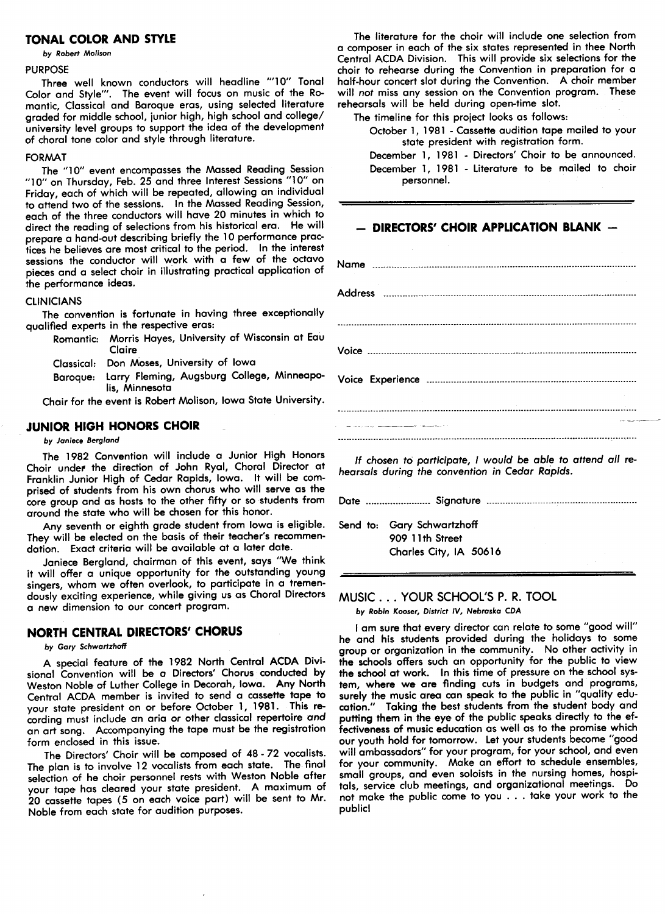## TONAL COLOR AND STYLE

*by Robert Molison*

PURPOSE

Three well known conductors will headline "'10" Tonal Color and Style'". The event will focus on music of the Romantic, Classical and Baroque eras, using selected literature graded for middle school, junior high, high school and college/university level groups to support the idea of the development of choral tone color and style through literature.

FORMAT

The "10" event encompasses the Massed Reading Session "10" on Thursday, Feb. 25 and three Interest Sessions "10" on Friday, each of which will be repeated, allowing an individual to attend two of the sessions. In the Massed Reading Session, each of the three conductors will have 20 minutes in which to direct the reading of selections from his historical era. He will prepare a hand-out describing briefly the 10 performance practices he believes are most critical to the period. In the interest sessions the conductor will work with a few of the octavo pieces and a select choir in illustrating practical application of the performance ideas.

CLINICIANS

The convention is fortunate in having three exceptionally qualified experts in the respective eras:

- Romantic: Morris Hayes, University of Wisconsin at Eau Claire
- Classical: Don Moses, University of Iowa
- Baroque: Larry Fleming, Augsburg College, Minneapolis, Minnesota

Chair for the event is Robert Molison, Iowa State University.

## JUNIOR HIGH HONORS CHOIR

*by Janiece Bergland*

The 1982 Convention will include a Junior High Honors Choir under the direction of John Ryal, Choral Director at Franklin Junior High of Cedar Rapids, Iowa. It will be comprised of students from his own chorus who will serve as the core group and as hosts to the other fifty or so students from around the state who will be chosen for this honor.

Any seventh or eighth grade student from Iowa is eligible. They will be elected on the basis of their teacher's recommendation. Exact criteria will be available at a later date.

Janiece Bergland, chairman of this event, says "We think it will offer a unique opportunity for the outstanding young singers, whom we often overlook, to participate in a tremendously exciting experience, while giving us as Choral Directors a new dimension to our concert program.

## NORTH CENTRAL DIRECTORS' CHORUS

*by Gary Schwartzhoff*

A special feature of the 1982 North Central ACDA Divisional Convention will be a Directors' Chorus conducted by Weston Noble of Luther College in Decorah, Iowa. Any North Central ACDA member is invited to send a cassette tape to your state president on or before October 1, 1981. This recording must include an aria or other classical repertoire *and* an art song. Accompanying the tape must be the registration form enclosed in this issue.

The Directors' Choir will be composed of 48 - 72 vocalists. The plan is to involve 12 vocalists from each state. The final selection of he choir personnel rests with Weston Noble after your tape has cleared your state president. A maximum of 20 cassette tapes (5 on each voice part) will be sent to Mr. Noble from each state for audition purposes.

The literature for the choir will include one selection from a composer in each of the six states represented in thee North Central ACDA Division. This will provide six selections for the choir to rehearse during the Convention in preparation for a half-hour concert slot during the Convention. A choir member will *not* miss any session on the Convention program. These rehearsals will be held during open-time slot.

The timeline for this project looks as follows:

October 1, 1981 - Cassette audition tape mailed to your state president with registration form.

December 1, 1981 - Directors' Choir to be announced.

December 1, 1981 - Literature to be mailed to choir personnel.

---

## — DIRECTORS' CHOIR APPLICATION BLANK —

Name ..............................................................................

Address ..............................................................................

..............................................................................

Voice ..............................................................................

Voice Experience ..............................................................................

..............................................................................

..............................................................................

*If chosen to participate, I would be able to attend all rehearsals during the convention in Cedar Rapids.*

Date .................... Signature ....................................................

Send to: Gary Schwartzhoff
909 11th Street
Charles City, IA 50616

---

## MUSIC . . . YOUR SCHOOL'S P. R. TOOL

*by Robin Kooser, District IV, Nebraska CDA*

I am sure that every director can relate to some "good will" he and his students provided during the holidays to some group or organization in the community. No other activity in the schools offers such an opportunity for the public to view the school at work. In this time of pressure on the school system, where we are finding cuts in budgets and programs, surely the music area can speak to the public in "quality education." Taking the best students from the student body and putting them in the eye of the public speaks directly to the effectiveness of music education as well as to the promise which our youth hold for tomorrow. Let your students become "good will ambassadors" for your program, for your school, and even for your community. Make an effort to schedule ensembles, small groups, and even soloists in the nursing homes, hospitals, service club meetings, and organizational meetings. Do not make the public come to you . . . take your work to the public!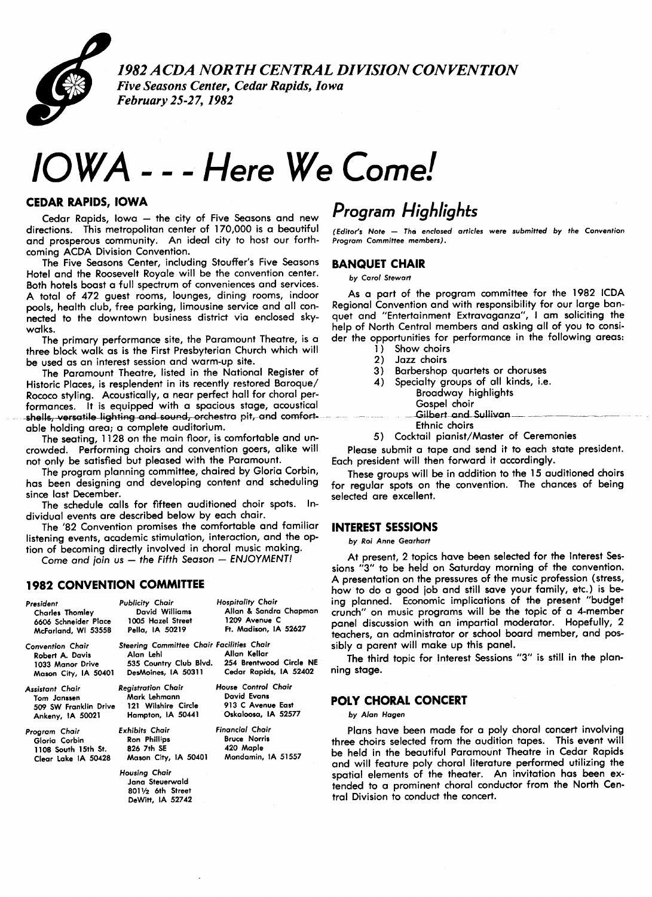## *1982 ACDA NORTH CENTRAL DIVISION CONVENTION*

***Five Seasons Center, Cedar Rapids, Iowa***
***February 25-27, 1982***

# *IOWA - - - Here We Come!*

### CEDAR RAPIDS, IOWA

Cedar Rapids, Iowa — the city of Five Seasons and new directions. This metropolitan center of 170,000 is a beautiful and prosperous community. An ideal city to host our forthcoming ACDA Division Convention.

The Five Seasons Center, including Stouffer's Five Seasons Hotel and the Roosevelt Royale will be the convention center. Both hotels boast a full spectrum of conveniences and services. A total of 472 guest rooms, lounges, dining rooms, indoor pools, health club, free parking, limousine service and all connected to the downtown business district via enclosed skywalks.

The primary performance site, the Paramount Theatre, is a three block walk as is the First Presbyterian Church which will be used as an interest session and warm-up site.

The Paramount Theatre, listed in the National Register of Historic Places, is resplendent in its recently restored Baroque/Rococo styling. Acoustically, a near perfect hall for choral performances. It is equipped with a spacious stage, acoustical shells, versatile lighting and sound, orchestra pit, and comfortable holding area; a complete auditorium.

The seating, 1128 on the main floor, is comfortable and uncrowded. Performing choirs and convention goers, alike will not only be satisfied but pleased with the Paramount.

The program planning committee, chaired by Gloria Corbin, has been designing and developing content and scheduling since last December.

The schedule calls for fifteen auditioned choir spots. Individual events are described below by each chair.

The '82 Convention promises the comfortable and familiar listening events, academic stimulation, interaction, and the option of becoming directly involved in choral music making.

*Come and join us — the Fifth Season — ENJOYMENT!*

### 1982 CONVENTION COMMITTEE

*President*
Charles Thomley
6606 Schneider Place
McFarland, WI 53558

*Convention Chair*
Robert A. Davis
1033 Manor Drive
Mason City, IA 50401

*Assistant Chair*
Tom Janssen
509 SW Franklin Drive
Ankeny, IA 50021

*Program Chair*
Gloria Corbin
1108 South 15th St.
Clear Lake IA 50428

*Publicity Chair*
David Williams
1005 Hazel Street
Pella, IA 50219

*Steering Committee Chair*
Alan Lehl
535 Country Club Blvd.
DesMoines, IA 50311

*Registration Chair*
Mark Lehmann
121 Wilshire Circle
Hampton, IA 50441

*Exhibits Chair*
Ron Phillips
826 7th SE
Mason City, IA 50401

*Housing Chair*
Jana Steuerwald
801½ 6th Street
DeWitt, IA 52742

*Hospitality Chair*
Allan & Sandra Chapman
1209 Avenue C
Ft. Madison, IA 52627

*Facilities Chair*
Allan Kellar
254 Brentwood Circle NE
Cedar Rapids, IA 52402

*House Control Chair*
David Evans
913 C Avenue East
Oskaloosa, IA 52577

*Financial Chair*
Bruce Norris
420 Maple
Mondamin, IA 51557

## *Program Highlights*

*(Editor's Note — The enclosed articles were submitted by the Convention Program Committee members).*

### BANQUET CHAIR

*by Carol Stewart*

As a part of the program committee for the 1982 ICDA Regional Convention and with responsibility for our large banquet and "Entertainment Extravaganza", I am soliciting the help of North Central members and asking all of you to consider the opportunities for performance in the following areas:

1) Show choirs
2) Jazz choirs
3) Barbershop quartets or choruses
4) Specialty groups of all kinds, i.e.
   - Broadway highlights
   - Gospel choir
   - Gilbert and Sullivan
   - Ethnic choirs
5) Cocktail pianist/Master of Ceremonies

Please submit a tape and send it to each state president. Each president will then forward it accordingly.

These groups will be in addition to the 15 auditioned choirs for regular spots on the convention. The chances of being selected are excellent.

### INTEREST SESSIONS

*by Roi Anne Gearhart*

At present, 2 topics have been selected for the Interest Sessions "3" to be held on Saturday morning of the convention. A presentation on the pressures of the music profession (stress, how to do a good job and still save your family, etc.) is being planned. Economic implications of the present "budget crunch" on music programs will be the topic of a 4-member panel discussion with an impartial moderator. Hopefully, 2 teachers, an administrator or school board member, and possibly a parent will make up this panel.

The third topic for Interest Sessions "3" is still in the planning stage.

### POLY CHORAL CONCERT

*by Alan Hagen*

Plans have been made for a poly choral concert involving three choirs selected from the audition tapes. This event will be held in the beautiful Paramount Theatre in Cedar Rapids and will feature poly choral literature performed utilizing the spatial elements of the theater. An invitation has been extended to a prominent choral conductor from the North Central Division to conduct the concert.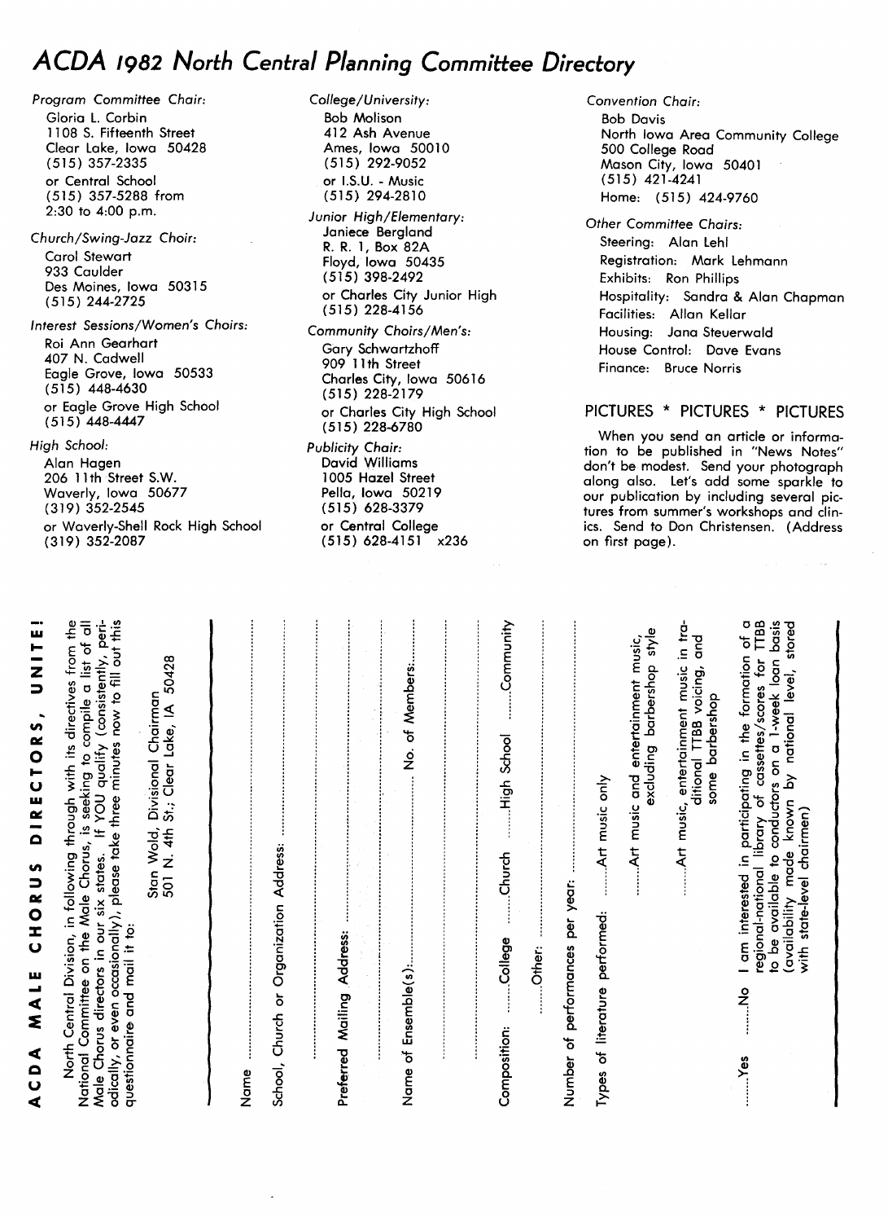# ACDA 1982 North Central Planning Committee Directory

*Program Committee Chair:*
Gloria L. Corbin
1108 S. Fifteenth Street
Clear Lake, Iowa 50428
(515) 357-2335
or Central School
(515) 357-5288 from 2:30 to 4:00 p.m.

*Church/Swing-Jazz Choir:*
Carol Stewart
933 Caulder
Des Moines, Iowa 50315
(515) 244-2725

*Interest Sessions/Women's Choirs:*
Roi Ann Gearhart
407 N. Cadwell
Eagle Grove, Iowa 50533
(515) 448-4630
or Eagle Grove High School
(515) 448-4447

*High School:*
Alan Hagen
206 11th Street S.W.
Waverly, Iowa 50677
(319) 352-2545
or Waverly-Shell Rock High School
(319) 352-2087

*College/University:*
Bob Molison
412 Ash Avenue
Ames, Iowa 50010
(515) 292-9052
or I.S.U. - Music
(515) 294-2810

*Junior High/Elementary:*
Janiece Bergland
R. R. 1, Box 82A
Floyd, Iowa 50435
(515) 398-2492
or Charles City Junior High
(515) 228-4156

*Community Choirs/Men's:*
Gary Schwartzhoff
909 11th Street
Charles City, Iowa 50616
(515) 228-2179
or Charles City High School
(515) 228-6780

*Publicity Chair:*
David Williams
1005 Hazel Street
Pella, Iowa 50219
(515) 628-3379
or Central College
(515) 628-4151 x236

*Convention Chair:*
Bob Davis
North Iowa Area Community College
500 College Road
Mason City, Iowa 50401
(515) 421-4241
Home: (515) 424-9760

*Other Committee Chairs:*
Steering: Alan Lehl
Registration: Mark Lehmann
Exhibits: Ron Phillips
Hospitality: Sandra & Alan Chapman
Facilities: Allan Kellar
Housing: Jana Steuerwald
House Control: Dave Evans
Finance: Bruce Norris

## PICTURES * PICTURES * PICTURES

When you send an article or information to be published in "News Notes" don't be modest. Send your photograph along also. Let's add some sparkle to our publication by including several pictures from summer's workshops and clinics. Send to Don Christensen. (Address on first page).

## ACDA MALE CHORUS DIRECTORS, UNITE!

North Central Division, in following through with its directives from the National Committee on the Male Chorus, is seeking to compile a list of all Male Chorus directors in our six states. If YOU qualify (consistently, periodically, or even occasionally), please take three minutes now to fill out this questionnaire and mail it to:

Stan Wold, Divisional Chairman
501 N. 4th St.; Clear Lake, IA 50428

Name ..............................................

School, Church or Organization Address: ..............................................

..............................................

Preferred Mailing Address: ..............................................

..............................................

Name of Ensemble(s).............................................. No. of Members:..............

..............................................

Composition: ......College ......Church ......High School ......Community

......Other: ..............................................

Number of performances per year: ..............................................

Types of literature performed: ......Art music only

......Art music and entertainment music, excluding barbershop style

......Art music, entertainment music in traditional TTBB voicing, and some barbershop

......Yes ......No I am interested in participating in the formation of a regional-national library of cassettes/scores for TTBB to be available to conductors on a 1-week loan basis (availability made known by national level, stored with state-level chairmen)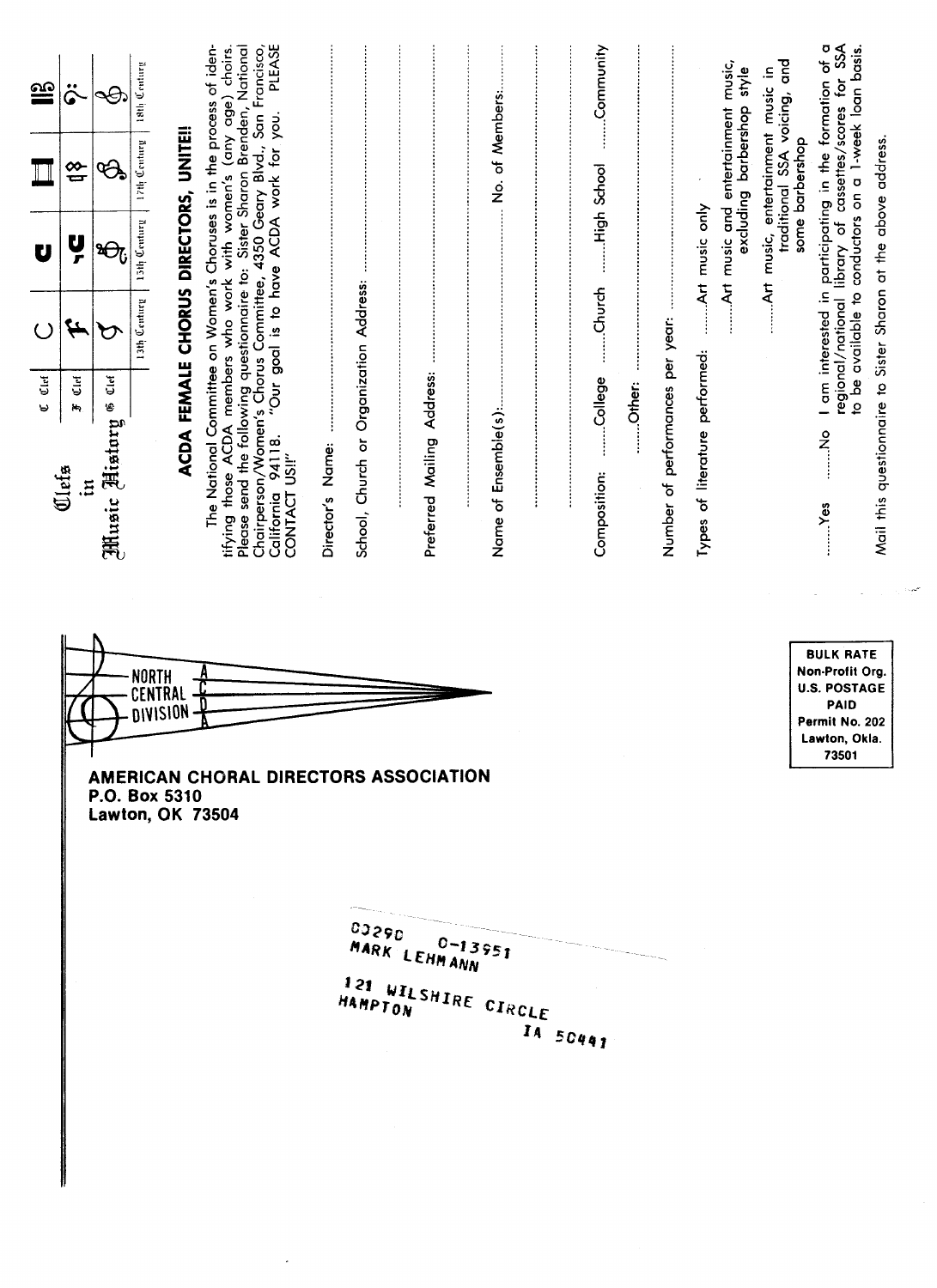## Clefs in Music History

| | | | | | |
|---|---|---|---|---|---|
| C Clef | C | C | C | C | C |
| F Clef | F | F | F | F | F |
| G Clef | G | G | G | G | G |
| | 13th Century | 13th Century | 17th Century | 18th Century | |

## ACDA FEMALE CHORUS DIRECTORS, UNITE!!

The National Committee on Women's Choruses is in the process of identifying those ACDA members who work with women's (any age) choirs. Please send the following questionnaire to: Sister Sharon Brenden, National Chairperson/Women's Chorus Committee, 4350 Geary Blvd., San Francisco, California 94118. "Our goal is to have ACDA work for you. PLEASE CONTACT US!!"

Director's Name: ..........

School, Church or Organization Address: ..........

..........

Preferred Mailing Address: ..........

..........

Name of Ensemble(s): .......... No. of Members: ..........

..........

Composition: ......College ......Church ......High School ......Community

......Other: ..........

Number of performances per year: ..........

Types of literature performed: ......Art music only

......Art music and entertainment music, excluding barbershop style

......Art music, entertainment music in traditional SSA voicing, and some barbershop

......Yes ......No I am interested in participating in the formation of a regional/national library of cassettes/scores for SSA to be available to conductors on a 1-week loan basis.

Mail this questionnaire to Sister Sharon at the above address.

NORTH CENTRAL DIVISION

ACDA

**AMERICAN CHORAL DIRECTORS ASSOCIATION**
**P.O. Box 5310**
**Lawton, OK 73504**

**BULK RATE**
**Non-Profit Org.**
**U.S. POSTAGE**
**PAID**
**Permit No. 202**
**Lawton, Okla.**
**73501**

C329C 0-13951
MARK LEHMANN
121 WILSHIRE CIRCLE
HAMPTON IA 50441